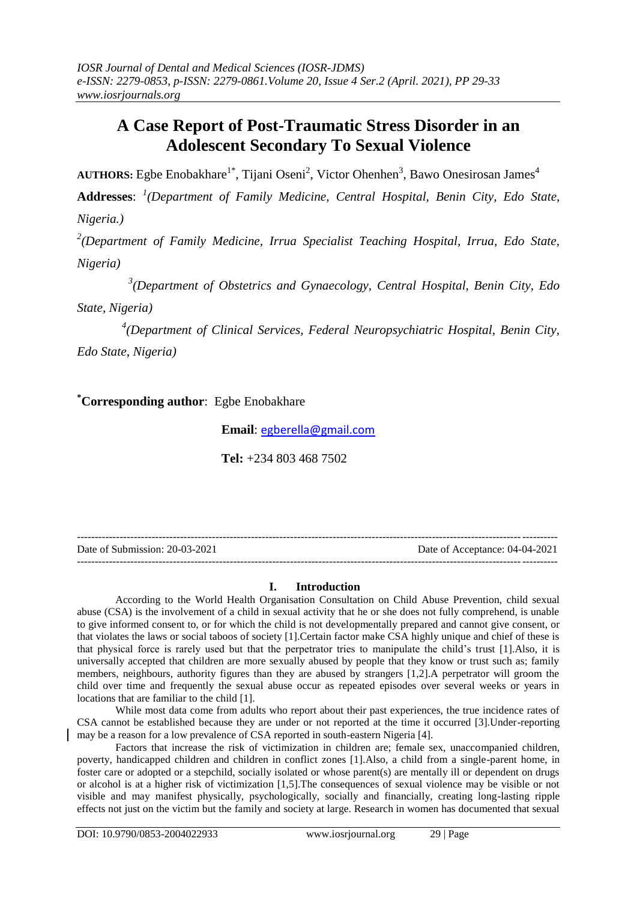# A Case Report of Post-Traumatic Stress Disorder in an Adolescent Secondary To Sexual Violence

**AUTHORS:** Egbe Enobakhare[1*], Tijani Oseni[2], Victor Ohenhen[3], Bawo Onesirosan James[4]

**Addresses**: [1]*(Department of Family Medicine, Central Hospital, Benin City, Edo State, Nigeria.)*

[2]*(Department of Family Medicine, Irrua Specialist Teaching Hospital, Irrua, Edo State, Nigeria)*

[3]*(Department of Obstetrics and Gynaecology, Central Hospital, Benin City, Edo State, Nigeria)*

[4]*(Department of Clinical Services, Federal Neuropsychiatric Hospital, Benin City, Edo State, Nigeria)*

[*]**Corresponding author**: Egbe Enobakhare

**Email**: egberella@gmail.com

**Tel:** +234 803 468 7502

---

Date of Submission: 20-03-2021 Date of Acceptance: 04-04-2021

---

## I. Introduction

According to the World Health Organisation Consultation on Child Abuse Prevention, child sexual abuse (CSA) is the involvement of a child in sexual activity that he or she does not fully comprehend, is unable to give informed consent to, or for which the child is not developmentally prepared and cannot give consent, or that violates the laws or social taboos of society [1].Certain factor make CSA highly unique and chief of these is that physical force is rarely used but that the perpetrator tries to manipulate the child's trust [1].Also, it is universally accepted that children are more sexually abused by people that they know or trust such as; family members, neighbours, authority figures than they are abused by strangers [1,2].A perpetrator will groom the child over time and frequently the sexual abuse occur as repeated episodes over several weeks or years in locations that are familiar to the child [1].

While most data come from adults who report about their past experiences, the true incidence rates of CSA cannot be established because they are under or not reported at the time it occurred [3].Under-reporting may be a reason for a low prevalence of CSA reported in south-eastern Nigeria [4].

Factors that increase the risk of victimization in children are; female sex, unaccompanied children, poverty, handicapped children and children in conflict zones [1].Also, a child from a single-parent home, in foster care or adopted or a stepchild, socially isolated or whose parent(s) are mentally ill or dependent on drugs or alcohol is at a higher risk of victimization [1,5].The consequences of sexual violence may be visible or not visible and may manifest physically, psychologically, socially and financially, creating long-lasting ripple effects not just on the victim but the family and society at large. Research in women has documented that sexual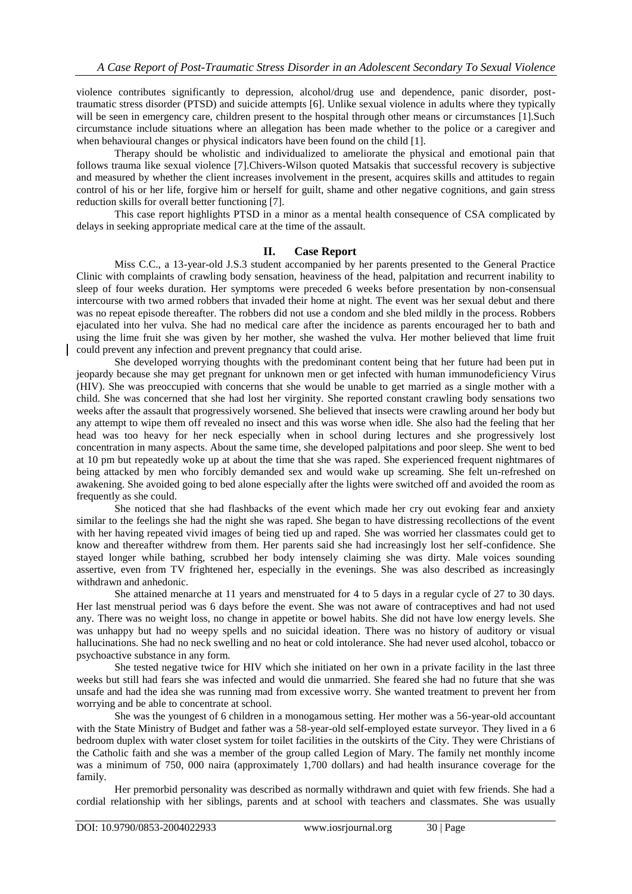violence contributes significantly to depression, alcohol/drug use and dependence, panic disorder, post-traumatic stress disorder (PTSD) and suicide attempts [6]. Unlike sexual violence in adults where they typically will be seen in emergency care, children present to the hospital through other means or circumstances [1].Such circumstance include situations where an allegation has been made whether to the police or a caregiver and when behavioural changes or physical indicators have been found on the child [1].

Therapy should be wholistic and individualized to ameliorate the physical and emotional pain that follows trauma like sexual violence [7].Chivers-Wilson quoted Matsakis that successful recovery is subjective and measured by whether the client increases involvement in the present, acquires skills and attitudes to regain control of his or her life, forgive him or herself for guilt, shame and other negative cognitions, and gain stress reduction skills for overall better functioning [7].

This case report highlights PTSD in a minor as a mental health consequence of CSA complicated by delays in seeking appropriate medical care at the time of the assault.

## II. Case Report

Miss C.C., a 13-year-old J.S.3 student accompanied by her parents presented to the General Practice Clinic with complaints of crawling body sensation, heaviness of the head, palpitation and recurrent inability to sleep of four weeks duration. Her symptoms were preceded 6 weeks before presentation by non-consensual intercourse with two armed robbers that invaded their home at night. The event was her sexual debut and there was no repeat episode thereafter. The robbers did not use a condom and she bled mildly in the process. Robbers ejaculated into her vulva. She had no medical care after the incidence as parents encouraged her to bath and using the lime fruit she was given by her mother, she washed the vulva. Her mother believed that lime fruit could prevent any infection and prevent pregnancy that could arise.

She developed worrying thoughts with the predominant content being that her future had been put in jeopardy because she may get pregnant for unknown men or get infected with human immunodeficiency Virus (HIV). She was preoccupied with concerns that she would be unable to get married as a single mother with a child. She was concerned that she had lost her virginity. She reported constant crawling body sensations two weeks after the assault that progressively worsened. She believed that insects were crawling around her body but any attempt to wipe them off revealed no insect and this was worse when idle. She also had the feeling that her head was too heavy for her neck especially when in school during lectures and she progressively lost concentration in many aspects. About the same time, she developed palpitations and poor sleep. She went to bed at 10 pm but repeatedly woke up at about the time that she was raped. She experienced frequent nightmares of being attacked by men who forcibly demanded sex and would wake up screaming. She felt un-refreshed on awakening. She avoided going to bed alone especially after the lights were switched off and avoided the room as frequently as she could.

She noticed that she had flashbacks of the event which made her cry out evoking fear and anxiety similar to the feelings she had the night she was raped. She began to have distressing recollections of the event with her having repeated vivid images of being tied up and raped. She was worried her classmates could get to know and thereafter withdrew from them. Her parents said she had increasingly lost her self-confidence. She stayed longer while bathing, scrubbed her body intensely claiming she was dirty. Male voices sounding assertive, even from TV frightened her, especially in the evenings. She was also described as increasingly withdrawn and anhedonic.

She attained menarche at 11 years and menstruated for 4 to 5 days in a regular cycle of 27 to 30 days. Her last menstrual period was 6 days before the event. She was not aware of contraceptives and had not used any. There was no weight loss, no change in appetite or bowel habits. She did not have low energy levels. She was unhappy but had no weepy spells and no suicidal ideation. There was no history of auditory or visual hallucinations. She had no neck swelling and no heat or cold intolerance. She had never used alcohol, tobacco or psychoactive substance in any form.

She tested negative twice for HIV which she initiated on her own in a private facility in the last three weeks but still had fears she was infected and would die unmarried. She feared she had no future that she was unsafe and had the idea she was running mad from excessive worry. She wanted treatment to prevent her from worrying and be able to concentrate at school.

She was the youngest of 6 children in a monogamous setting. Her mother was a 56-year-old accountant with the State Ministry of Budget and father was a 58-year-old self-employed estate surveyor. They lived in a 6 bedroom duplex with water closet system for toilet facilities in the outskirts of the City. They were Christians of the Catholic faith and she was a member of the group called Legion of Mary. The family net monthly income was a minimum of 750, 000 naira (approximately 1,700 dollars) and had health insurance coverage for the family.

Her premorbid personality was described as normally withdrawn and quiet with few friends. She had a cordial relationship with her siblings, parents and at school with teachers and classmates. She was usually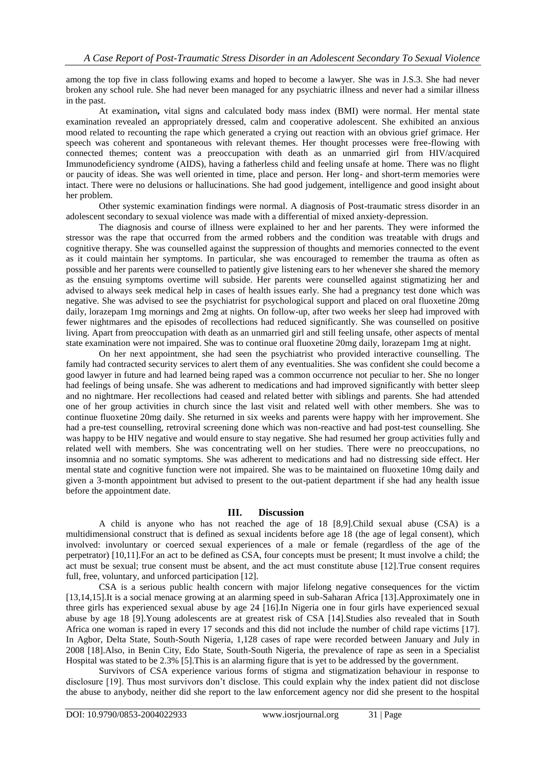among the top five in class following exams and hoped to become a lawyer. She was in J.S.3. She had never broken any school rule. She had never been managed for any psychiatric illness and never had a similar illness in the past.

At examination**,** vital signs and calculated body mass index (BMI) were normal. Her mental state examination revealed an appropriately dressed, calm and cooperative adolescent. She exhibited an anxious mood related to recounting the rape which generated a crying out reaction with an obvious grief grimace. Her speech was coherent and spontaneous with relevant themes. Her thought processes were free-flowing with connected themes; content was a preoccupation with death as an unmarried girl from HIV/acquired Immunodeficiency syndrome (AIDS), having a fatherless child and feeling unsafe at home. There was no flight or paucity of ideas. She was well oriented in time, place and person. Her long- and short-term memories were intact. There were no delusions or hallucinations. She had good judgement, intelligence and good insight about her problem.

Other systemic examination findings were normal. A diagnosis of Post-traumatic stress disorder in an adolescent secondary to sexual violence was made with a differential of mixed anxiety-depression.

The diagnosis and course of illness were explained to her and her parents. They were informed the stressor was the rape that occurred from the armed robbers and the condition was treatable with drugs and cognitive therapy. She was counselled against the suppression of thoughts and memories connected to the event as it could maintain her symptoms. In particular, she was encouraged to remember the trauma as often as possible and her parents were counselled to patiently give listening ears to her whenever she shared the memory as the ensuing symptoms overtime will subside. Her parents were counselled against stigmatizing her and advised to always seek medical help in cases of health issues early. She had a pregnancy test done which was negative. She was advised to see the psychiatrist for psychological support and placed on oral fluoxetine 20mg daily, lorazepam 1mg mornings and 2mg at nights. On follow-up, after two weeks her sleep had improved with fewer nightmares and the episodes of recollections had reduced significantly. She was counselled on positive living. Apart from preoccupation with death as an unmarried girl and still feeling unsafe, other aspects of mental state examination were not impaired. She was to continue oral fluoxetine 20mg daily, lorazepam 1mg at night.

On her next appointment, she had seen the psychiatrist who provided interactive counselling. The family had contracted security services to alert them of any eventualities. She was confident she could become a good lawyer in future and had learned being raped was a common occurrence not peculiar to her. She no longer had feelings of being unsafe. She was adherent to medications and had improved significantly with better sleep and no nightmare. Her recollections had ceased and related better with siblings and parents. She had attended one of her group activities in church since the last visit and related well with other members. She was to continue fluoxetine 20mg daily. She returned in six weeks and parents were happy with her improvement. She had a pre-test counselling, retroviral screening done which was non-reactive and had post-test counselling. She was happy to be HIV negative and would ensure to stay negative. She had resumed her group activities fully and related well with members. She was concentrating well on her studies. There were no preoccupations, no insomnia and no somatic symptoms. She was adherent to medications and had no distressing side effect. Her mental state and cognitive function were not impaired. She was to be maintained on fluoxetine 10mg daily and given a 3-month appointment but advised to present to the out-patient department if she had any health issue before the appointment date.

## III. Discussion

A child is anyone who has not reached the age of 18 [8,9].Child sexual abuse (CSA) is a multidimensional construct that is defined as sexual incidents before age 18 (the age of legal consent), which involved: involuntary or coerced sexual experiences of a male or female (regardless of the age of the perpetrator) [10,11].For an act to be defined as CSA, four concepts must be present; It must involve a child; the act must be sexual; true consent must be absent, and the act must constitute abuse [12].True consent requires full, free, voluntary, and unforced participation [12].

CSA is a serious public health concern with major lifelong negative consequences for the victim [13,14,15].It is a social menace growing at an alarming speed in sub-Saharan Africa [13].Approximately one in three girls has experienced sexual abuse by age of 24 [16].In Nigeria one in four girls have experienced sexual abuse by age 18 [9].Young adolescents are at greatest risk of CSA [14].Studies also revealed that in South Africa one woman is raped in every 17 seconds and this did not include the number of child rape victims [17]. In Agbor, Delta State, South-South Nigeria, 1,128 cases of rape were recorded between January and July in 2008 [18].Also, in Benin City, Edo State, South-South Nigeria, the prevalence of rape as seen in a Specialist Hospital was stated to be 2.3% [5].This is an alarming figure that is yet to be addressed by the government.

Survivors of CSA experience various forms of stigma and stigmatization behaviour in response to disclosure [19]. Thus most survivors don't disclose. This could explain why the index patient did not disclose the abuse to anybody, neither did she report to the law enforcement agency nor did she present to the hospital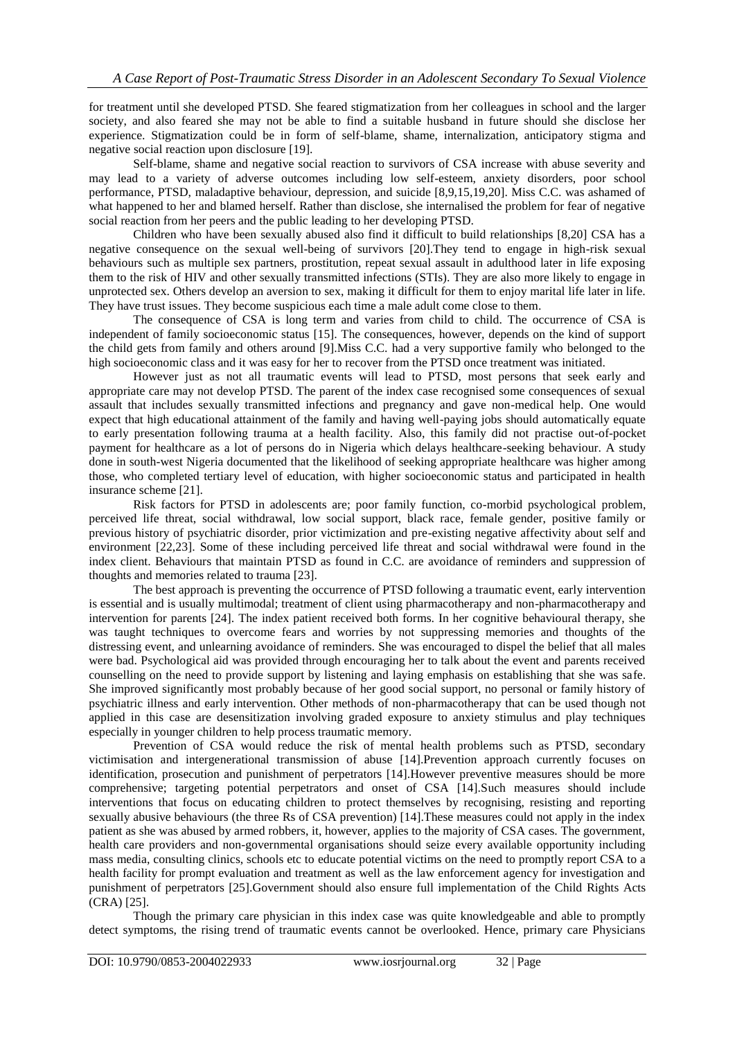for treatment until she developed PTSD. She feared stigmatization from her colleagues in school and the larger society, and also feared she may not be able to find a suitable husband in future should she disclose her experience. Stigmatization could be in form of self-blame, shame, internalization, anticipatory stigma and negative social reaction upon disclosure [19].

Self-blame, shame and negative social reaction to survivors of CSA increase with abuse severity and may lead to a variety of adverse outcomes including low self-esteem, anxiety disorders, poor school performance, PTSD, maladaptive behaviour, depression, and suicide [8,9,15,19,20]. Miss C.C. was ashamed of what happened to her and blamed herself. Rather than disclose, she internalised the problem for fear of negative social reaction from her peers and the public leading to her developing PTSD.

Children who have been sexually abused also find it difficult to build relationships [8,20] CSA has a negative consequence on the sexual well-being of survivors [20].They tend to engage in high-risk sexual behaviours such as multiple sex partners, prostitution, repeat sexual assault in adulthood later in life exposing them to the risk of HIV and other sexually transmitted infections (STIs). They are also more likely to engage in unprotected sex. Others develop an aversion to sex, making it difficult for them to enjoy marital life later in life. They have trust issues. They become suspicious each time a male adult come close to them.

The consequence of CSA is long term and varies from child to child. The occurrence of CSA is independent of family socioeconomic status [15]. The consequences, however, depends on the kind of support the child gets from family and others around [9].Miss C.C. had a very supportive family who belonged to the high socioeconomic class and it was easy for her to recover from the PTSD once treatment was initiated.

However just as not all traumatic events will lead to PTSD, most persons that seek early and appropriate care may not develop PTSD. The parent of the index case recognised some consequences of sexual assault that includes sexually transmitted infections and pregnancy and gave non-medical help. One would expect that high educational attainment of the family and having well-paying jobs should automatically equate to early presentation following trauma at a health facility. Also, this family did not practise out-of-pocket payment for healthcare as a lot of persons do in Nigeria which delays healthcare-seeking behaviour. A study done in south-west Nigeria documented that the likelihood of seeking appropriate healthcare was higher among those, who completed tertiary level of education, with higher socioeconomic status and participated in health insurance scheme [21].

Risk factors for PTSD in adolescents are; poor family function, co-morbid psychological problem, perceived life threat, social withdrawal, low social support, black race, female gender, positive family or previous history of psychiatric disorder, prior victimization and pre-existing negative affectivity about self and environment [22,23]. Some of these including perceived life threat and social withdrawal were found in the index client. Behaviours that maintain PTSD as found in C.C. were avoidance of reminders and suppression of thoughts and memories related to trauma [23].

The best approach is preventing the occurrence of PTSD following a traumatic event, early intervention is essential and is usually multimodal; treatment of client using pharmacotherapy and non-pharmacotherapy and intervention for parents [24]. The index patient received both forms. In her cognitive behavioural therapy, she was taught techniques to overcome fears and worries by not suppressing memories and thoughts of the distressing event, and unlearning avoidance of reminders. She was encouraged to dispel the belief that all males were bad. Psychological aid was provided through encouraging her to talk about the event and parents received counselling on the need to provide support by listening and laying emphasis on establishing that she was safe. She improved significantly most probably because of her good social support, no personal or family history of psychiatric illness and early intervention. Other methods of non-pharmacotherapy that can be used though not applied in this case are desensitization involving graded exposure to anxiety stimulus and play techniques especially in younger children to help process traumatic memory.

Prevention of CSA would reduce the risk of mental health problems such as PTSD, secondary victimisation and intergenerational transmission of abuse [14].Prevention approach currently focuses on identification, prosecution and punishment of perpetrators [14].However preventive measures should be more comprehensive; targeting potential perpetrators and onset of CSA [14].Such measures should include interventions that focus on educating children to protect themselves by recognising, resisting and reporting sexually abusive behaviours (the three Rs of CSA prevention) [14].These measures could not apply in the index patient as she was abused by armed robbers, it, however, applies to the majority of CSA cases. The government, health care providers and non-governmental organisations should seize every available opportunity including mass media, consulting clinics, schools etc to educate potential victims on the need to promptly report CSA to a health facility for prompt evaluation and treatment as well as the law enforcement agency for investigation and punishment of perpetrators [25].Government should also ensure full implementation of the Child Rights Acts (CRA) [25].

Though the primary care physician in this index case was quite knowledgeable and able to promptly detect symptoms, the rising trend of traumatic events cannot be overlooked. Hence, primary care Physicians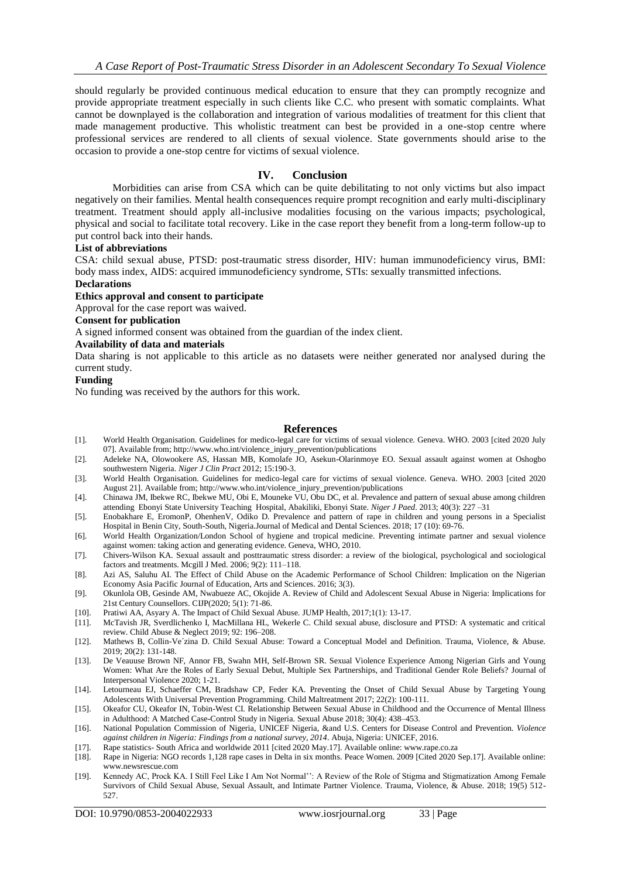should regularly be provided continuous medical education to ensure that they can promptly recognize and provide appropriate treatment especially in such clients like C.C. who present with somatic complaints. What cannot be downplayed is the collaboration and integration of various modalities of treatment for this client that made management productive. This wholistic treatment can best be provided in a one-stop centre where professional services are rendered to all clients of sexual violence. State governments should arise to the occasion to provide a one-stop centre for victims of sexual violence.

## IV. Conclusion

Morbidities can arise from CSA which can be quite debilitating to not only victims but also impact negatively on their families. Mental health consequences require prompt recognition and early multi-disciplinary treatment. Treatment should apply all-inclusive modalities focusing on the various impacts; psychological, physical and social to facilitate total recovery. Like in the case report they benefit from a long-term follow-up to put control back into their hands.

**List of abbreviations**

CSA: child sexual abuse, PTSD: post-traumatic stress disorder, HIV: human immunodeficiency virus, BMI: body mass index, AIDS: acquired immunodeficiency syndrome, STIs: sexually transmitted infections.

**Declarations**

**Ethics approval and consent to participate**

Approval for the case report was waived.

**Consent for publication**

A signed informed consent was obtained from the guardian of the index client.

**Availability of data and materials**

Data sharing is not applicable to this article as no datasets were neither generated nor analysed during the current study.

**Funding**

No funding was received by the authors for this work.

## References

[1]. World Health Organisation. Guidelines for medico-legal care for victims of sexual violence. Geneva. WHO. 2003 [cited 2020 July 07]. Available from; http://www.who.int/violence_injury_prevention/publications

[2]. Adeleke NA, Olowookere AS, Hassan MB, Komolafe JO, Asekun-Olarinmoye EO. Sexual assault against women at Oshogbo southwestern Nigeria. *Niger J Clin Pract* 2012; 15:190-3.

[3]. World Health Organisation. Guidelines for medico-legal care for victims of sexual violence. Geneva. WHO. 2003 [cited 2020 August 21]. Available from; http://www.who.int/violence_injury_prevention/publications

[4]. Chinawa JM, Ibekwe RC, Ibekwe MU, Obi E, Mouneke VU, Obu DC, et al. Prevalence and pattern of sexual abuse among children attending Ebonyi State University Teaching Hospital, Abakiliki, Ebonyi State. *Niger J Paed*. 2013; 40(3): 227 –31

[5]. Enobakhare E, EromonP, OhenhenV, Odiko D. Prevalence and pattern of rape in children and young persons in a Specialist Hospital in Benin City, South-South, Nigeria.Journal of Medical and Dental Sciences. 2018; 17 (10): 69-76.

[6]. World Health Organization/London School of hygiene and tropical medicine. Preventing intimate partner and sexual violence against women: taking action and generating evidence. Geneva, WHO, 2010.

[7]. Chivers-Wilson KA. Sexual assault and posttraumatic stress disorder: a review of the biological, psychological and sociological factors and treatments. Mcgill J Med. 2006; 9(2): 111–118.

[8]. Azi AS, Saluhu AI. The Effect of Child Abuse on the Academic Performance of School Children: Implication on the Nigerian Economy Asia Pacific Journal of Education, Arts and Sciences. 2016; 3(3).

[9]. Okunlola OB, Gesinde AM, Nwabueze AC, Okojide A. Review of Child and Adolescent Sexual Abuse in Nigeria: Implications for 21st Century Counsellors. CIJP(2020; 5(1): 71-86.

[10]. Pratiwi AA, Asyary A. The Impact of Child Sexual Abuse. JUMP Health, 2017;1(1): 13-17.

[11]. McTavish JR, Sverdlichenko I, MacMillana HL, Wekerle C. Child sexual abuse, disclosure and PTSD: A systematic and critical review. Child Abuse & Neglect 2019; 92: 196–208.

[12]. Mathews B, Collin-Ve´zina D. Child Sexual Abuse: Toward a Conceptual Model and Definition. Trauma, Violence, & Abuse. 2019; 20(2): 131-148.

[13]. De Veauuse Brown NF, Annor FB, Swahn MH, Self-Brown SR. Sexual Violence Experience Among Nigerian Girls and Young Women: What Are the Roles of Early Sexual Debut, Multiple Sex Partnerships, and Traditional Gender Role Beliefs? Journal of Interpersonal Violence 2020; 1-21.

[14]. Letourneau EJ, Schaeffer CM, Bradshaw CP, Feder KA. Preventing the Onset of Child Sexual Abuse by Targeting Young Adolescents With Universal Prevention Programming. Child Maltreatment 2017; 22(2): 100-111.

[15]. Okeafor CU, Okeafor IN, Tobin-West CI. Relationship Between Sexual Abuse in Childhood and the Occurrence of Mental Illness in Adulthood: A Matched Case-Control Study in Nigeria. Sexual Abuse 2018; 30(4): 438–453.

[16]. National Population Commission of Nigeria, UNICEF Nigeria, &and U.S. Centers for Disease Control and Prevention. *Violence against children in Nigeria: Findings from a national survey, 2014*. Abuja, Nigeria: UNICEF, 2016.

[17]. Rape statistics- South Africa and worldwide 2011 [cited 2020 May.17]. Available online: www.rape.co.za

[18]. Rape in Nigeria: NGO records 1,128 rape cases in Delta in six months. Peace Women. 2009 [Cited 2020 Sep.17]. Available online: www.newsrescue.com

[19]. Kennedy AC, Prock KA. I Still Feel Like I Am Not Normal'': A Review of the Role of Stigma and Stigmatization Among Female Survivors of Child Sexual Abuse, Sexual Assault, and Intimate Partner Violence. Trauma, Violence, & Abuse. 2018; 19(5) 512-527.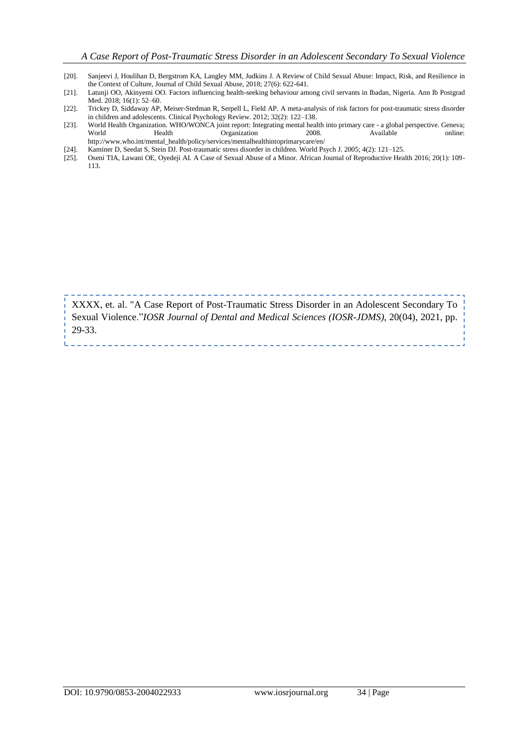[20]. Sanjeevi J, Houlihan D, Bergstrom KA, Langley MM, Judkins J. A Review of Child Sexual Abuse: Impact, Risk, and Resilience in the Context of Culture, Journal of Child Sexual Abuse, 2018; 27(6): 622-641.

[21]. Latunji OO, Akinyemi OO. Factors influencing health-seeking behaviour among civil servants in Ibadan, Nigeria. Ann Ib Postgrad Med. 2018; 16(1): 52–60.

[22]. Trickey D, Siddaway AP, Meiser-Stedman R, Serpell L, Field AP. A meta-analysis of risk factors for post-traumatic stress disorder in children and adolescents. Clinical Psychology Review. 2012; 32(2): 122–138.

[23]. World Health Organization. WHO/WONCA joint report: Integrating mental health into primary care - a global perspective. Geneva; World Health Organization 2008. Available online: http://www.who.int/mental_health/policy/services/mentalhealthintoprimarycare/en/

[24]. Kaminer D, Seedat S, Stein DJ. Post-traumatic stress disorder in children. World Psych J. 2005; 4(2): 121–125.

[25]. Oseni TIA, Lawani OE, Oyedeji AI. A Case of Sexual Abuse of a Minor. African Journal of Reproductive Health 2016; 20(1): 109-113.

XXXX, et. al. "A Case Report of Post-Traumatic Stress Disorder in an Adolescent Secondary To Sexual Violence."*IOSR Journal of Dental and Medical Sciences (IOSR-JDMS)*, 20(04), 2021, pp. 29-33.